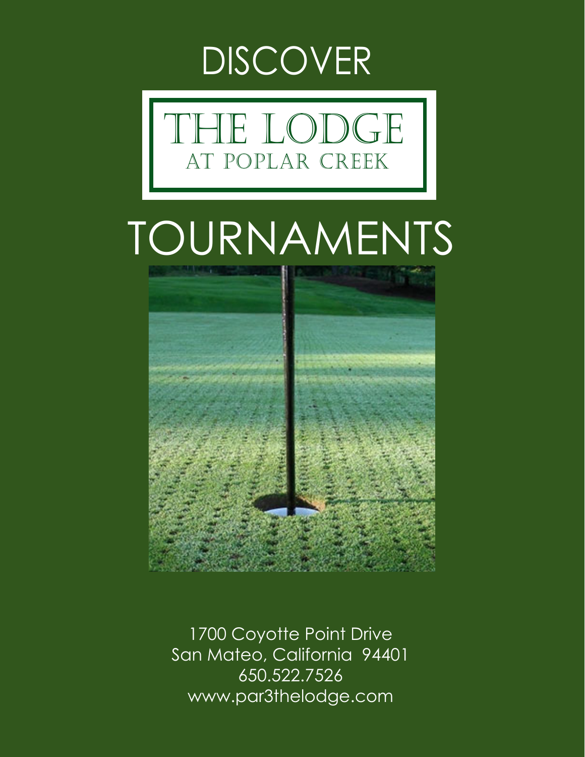DISCOVER

# THE LODGE
## AT POPLAR CREEK

# TOURNAMENTS

1700 Coyotte Point Drive
San Mateo, California 94401
650.522.7526
www.par3thelodge.com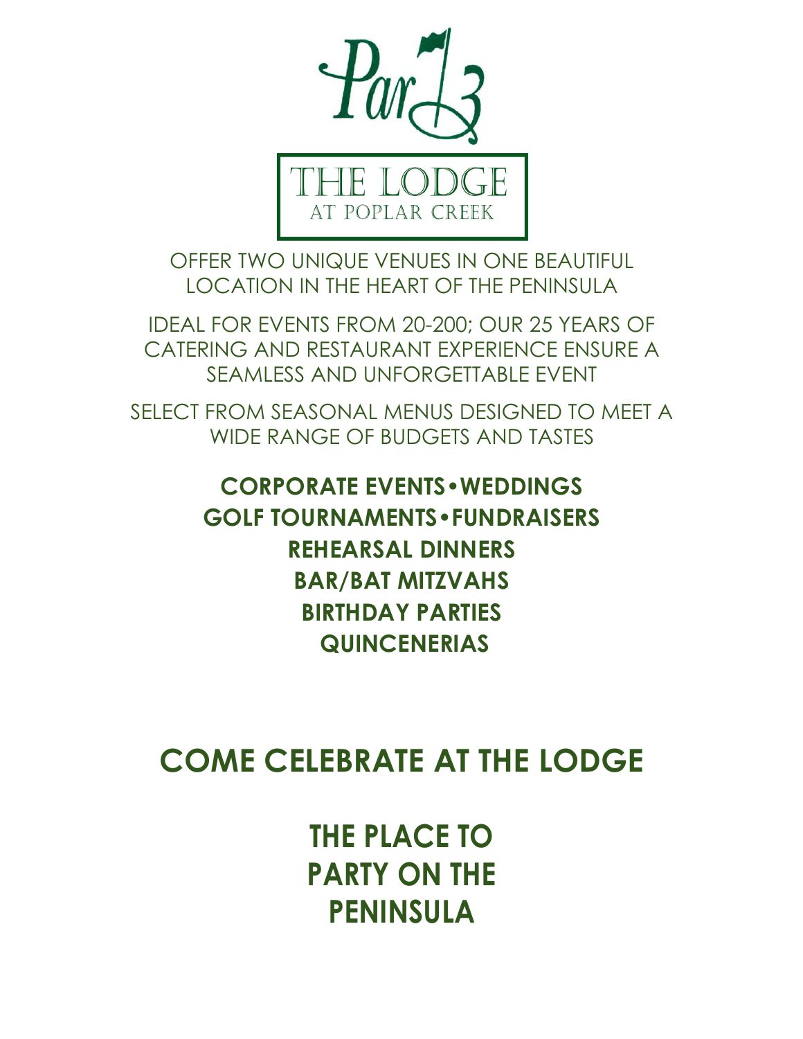Par 3

THE LODGE
AT POPLAR CREEK

OFFER TWO UNIQUE VENUES IN ONE BEAUTIFUL LOCATION IN THE HEART OF THE PENINSULA

IDEAL FOR EVENTS FROM 20-200; OUR 25 YEARS OF CATERING AND RESTAURANT EXPERIENCE ENSURE A SEAMLESS AND UNFORGETTABLE EVENT

SELECT FROM SEASONAL MENUS DESIGNED TO MEET A WIDE RANGE OF BUDGETS AND TASTES

**CORPORATE EVENTS•WEDDINGS**
**GOLF TOURNAMENTS•FUNDRAISERS**
**REHEARSAL DINNERS**
**BAR/BAT MITZVAHS**
**BIRTHDAY PARTIES**
**QUINCENERIAS**

## COME CELEBRATE AT THE LODGE

## THE PLACE TO PARTY ON THE PENINSULA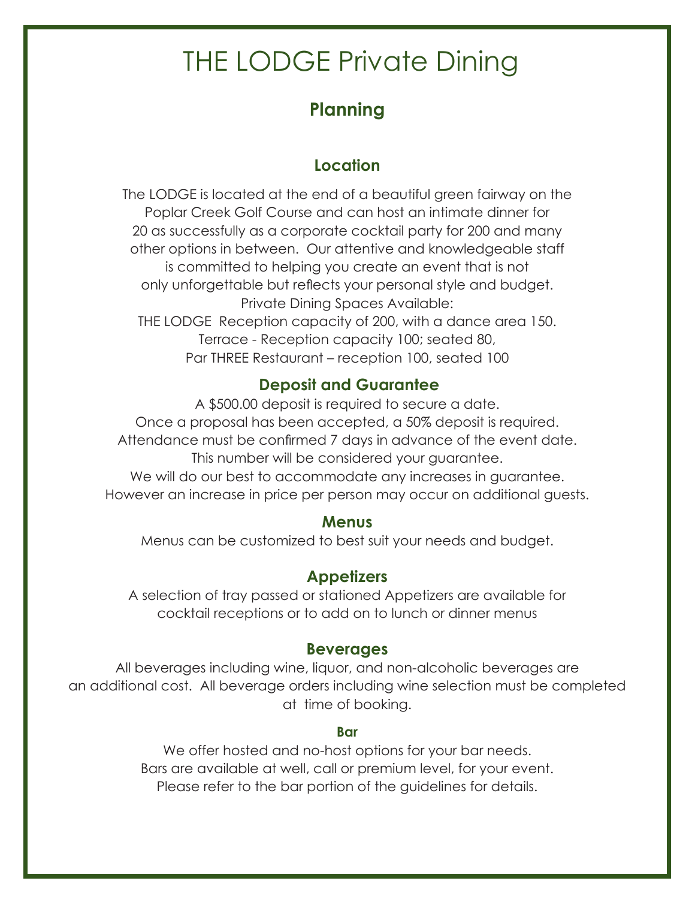# THE LODGE Private Dining

## Planning

### Location

The LODGE is located at the end of a beautiful green fairway on the Poplar Creek Golf Course and can host an intimate dinner for 20 as successfully as a corporate cocktail party for 200 and many other options in between. Our attentive and knowledgeable staff is committed to helping you create an event that is not only unforgettable but reflects your personal style and budget.

Private Dining Spaces Available:

THE LODGE Reception capacity of 200, with a dance area 150.

Terrace - Reception capacity 100; seated 80,

Par THREE Restaurant – reception 100, seated 100

### Deposit and Guarantee

A $500.00 deposit is required to secure a date.

Once a proposal has been accepted, a 50% deposit is required.

Attendance must be confirmed 7 days in advance of the event date.

This number will be considered your guarantee.

We will do our best to accommodate any increases in guarantee.

However an increase in price per person may occur on additional guests.

### Menus

Menus can be customized to best suit your needs and budget.

### Appetizers

A selection of tray passed or stationed Appetizers are available for cocktail receptions or to add on to lunch or dinner menus

### Beverages

All beverages including wine, liquor, and non-alcoholic beverages are an additional cost. All beverage orders including wine selection must be completed at time of booking.

#### Bar

We offer hosted and no-host options for your bar needs.

Bars are available at well, call or premium level, for your event.

Please refer to the bar portion of the guidelines for details.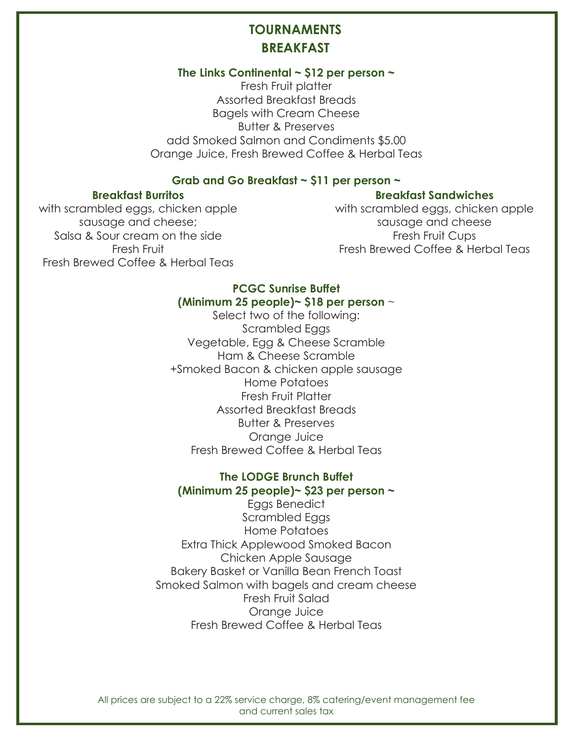# TOURNAMENTS

## BREAKFAST

### The Links Continental ~ $12 per person ~

Fresh Fruit platter
Assorted Breakfast Breads
Bagels with Cream Cheese
Butter & Preserves
add Smoked Salmon and Condiments $5.00
Orange Juice, Fresh Brewed Coffee & Herbal Teas

### Grab and Go Breakfast ~ $11 per person ~

**Breakfast Burritos**

with scrambled eggs, chicken apple sausage and cheese;
Salsa & Sour cream on the side
Fresh Fruit
Fresh Brewed Coffee & Herbal Teas

**Breakfast Sandwiches**

with scrambled eggs, chicken apple sausage and cheese
Fresh Fruit Cups
Fresh Brewed Coffee & Herbal Teas

### PCGC Sunrise Buffet
### (Minimum 25 people)~ $18 per person ~

Select two of the following:
Scrambled Eggs
Vegetable, Egg & Cheese Scramble
Ham & Cheese Scramble
+Smoked Bacon & chicken apple sausage
Home Potatoes
Fresh Fruit Platter
Assorted Breakfast Breads
Butter & Preserves
Orange Juice
Fresh Brewed Coffee & Herbal Teas

### The LODGE Brunch Buffet
### (Minimum 25 people)~ $23 per person ~

Eggs Benedict
Scrambled Eggs
Home Potatoes
Extra Thick Applewood Smoked Bacon
Chicken Apple Sausage
Bakery Basket or Vanilla Bean French Toast
Smoked Salmon with bagels and cream cheese
Fresh Fruit Salad
Orange Juice
Fresh Brewed Coffee & Herbal Teas

All prices are subject to a 22% service charge, 8% catering/event management fee and current sales tax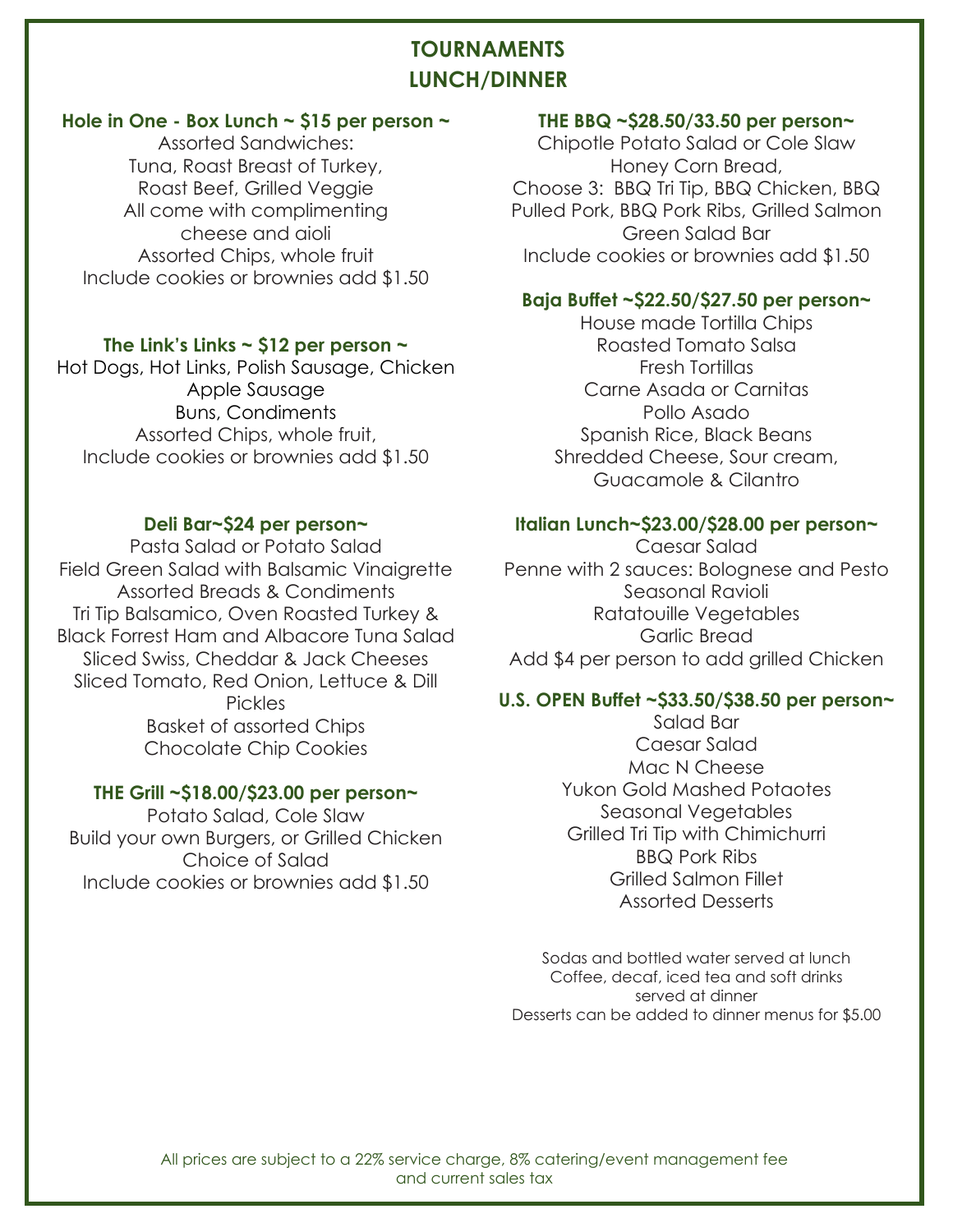# TOURNAMENTS
# LUNCH/DINNER

### Hole in One - Box Lunch ~ $15 per person ~

Assorted Sandwiches:
Tuna, Roast Breast of Turkey,
Roast Beef, Grilled Veggie
All come with complimenting
cheese and aioli
Assorted Chips, whole fruit
Include cookies or brownies add $1.50

### The Link's Links ~ $12 per person ~

Hot Dogs, Hot Links, Polish Sausage, Chicken
Apple Sausage
Buns, Condiments
Assorted Chips, whole fruit,
Include cookies or brownies add $1.50

### Deli Bar~$24 per person~

Pasta Salad or Potato Salad
Field Green Salad with Balsamic Vinaigrette
Assorted Breads & Condiments
Tri Tip Balsamico, Oven Roasted Turkey &
Black Forrest Ham and Albacore Tuna Salad
Sliced Swiss, Cheddar & Jack Cheeses
Sliced Tomato, Red Onion, Lettuce & Dill
Pickles
Basket of assorted Chips
Chocolate Chip Cookies

### THE Grill ~$18.00/$23.00 per person~

Potato Salad, Cole Slaw
Build your own Burgers, or Grilled Chicken
Choice of Salad
Include cookies or brownies add $1.50

### THE BBQ ~$28.50/33.50 per person~

Chipotle Potato Salad or Cole Slaw
Honey Corn Bread,
Choose 3: BBQ Tri Tip, BBQ Chicken, BBQ
Pulled Pork, BBQ Pork Ribs, Grilled Salmon
Green Salad Bar
Include cookies or brownies add $1.50

### Baja Buffet ~$22.50/$27.50 per person~

House made Tortilla Chips
Roasted Tomato Salsa
Fresh Tortillas
Carne Asada or Carnitas
Pollo Asado
Spanish Rice, Black Beans
Shredded Cheese, Sour cream,
Guacamole & Cilantro

### Italian Lunch~$23.00/$28.00 per person~

Caesar Salad
Penne with 2 sauces: Bolognese and Pesto
Seasonal Ravioli
Ratatouille Vegetables
Garlic Bread
Add $4 per person to add grilled Chicken

### U.S. OPEN Buffet ~$33.50/$38.50 per person~

Salad Bar
Caesar Salad
Mac N Cheese
Yukon Gold Mashed Potaotes
Seasonal Vegetables
Grilled Tri Tip with Chimichurri
BBQ Pork Ribs
Grilled Salmon Fillet
Assorted Desserts

Sodas and bottled water served at lunch
Coffee, decaf, iced tea and soft drinks
served at dinner
Desserts can be added to dinner menus for $5.00

All prices are subject to a 22% service charge, 8% catering/event management fee
and current sales tax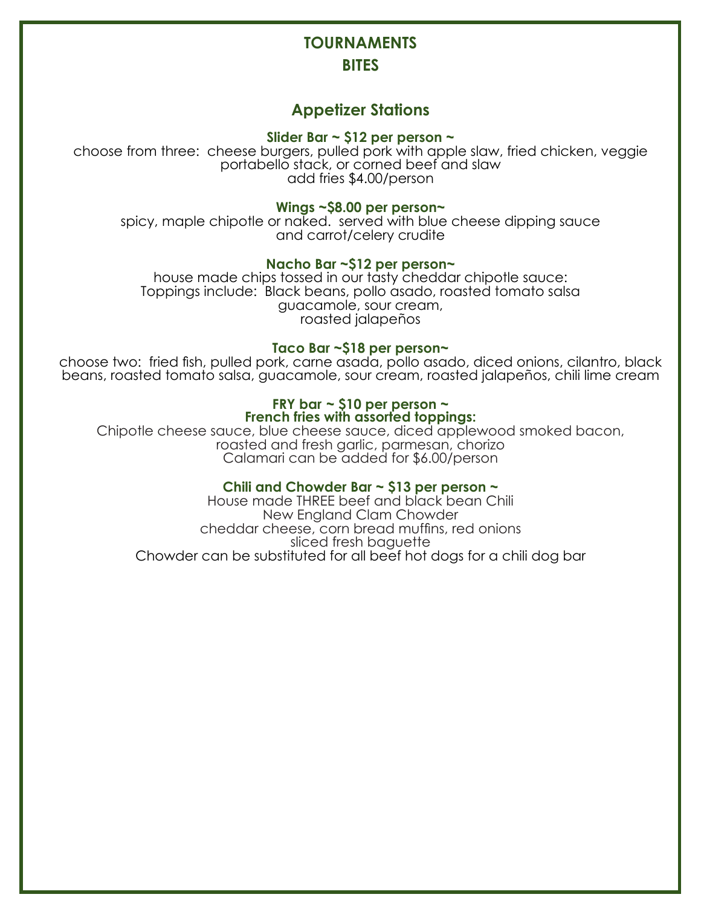# TOURNAMENTS

## BITES

### Appetizer Stations

**Slider Bar ~ $12 per person ~**

choose from three: cheese burgers, pulled pork with apple slaw, fried chicken, veggie portabello stack, or corned beef and slaw
add fries $4.00/person

**Wings ~$8.00 per person~**

spicy, maple chipotle or naked. served with blue cheese dipping sauce and carrot/celery crudite

**Nacho Bar ~$12 per person~**

house made chips tossed in our tasty cheddar chipotle sauce:
Toppings include: Black beans, pollo asado, roasted tomato salsa
guacamole, sour cream,
roasted jalapeños

**Taco Bar ~$18 per person~**

choose two: fried fish, pulled pork, carne asada, pollo asado, diced onions, cilantro, black beans, roasted tomato salsa, guacamole, sour cream, roasted jalapeños, chili lime cream

**FRY bar ~ $10 per person ~**
**French fries with assorted toppings:**

Chipotle cheese sauce, blue cheese sauce, diced applewood smoked bacon, roasted and fresh garlic, parmesan, chorizo
Calamari can be added for $6.00/person

**Chili and Chowder Bar ~ $13 per person ~**

House made THREE beef and black bean Chili
New England Clam Chowder
cheddar cheese, corn bread muffins, red onions
sliced fresh baguette
Chowder can be substituted for all beef hot dogs for a chili dog bar